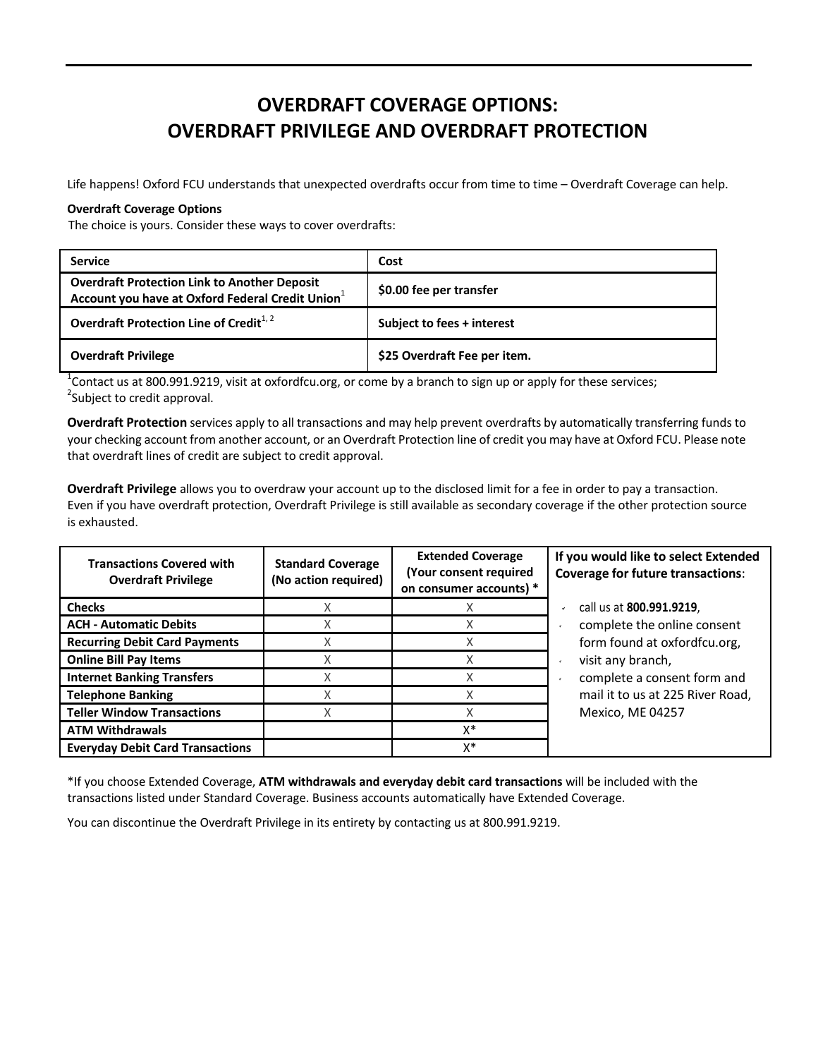# OVERDRAFT COVERAGE OPTIONS: OVERDRAFT PRIVILEGE AND OVERDRAFT PROTECTION

Life happens! Oxford FCU understands that unexpected overdrafts occur from time to time – Overdraft Coverage can help.

**Overdraft Coverage Options**

The choice is yours. Consider these ways to cover overdrafts:

| Service | Cost |
|---|---|
| **Overdraft Protection Link to Another Deposit Account you have at Oxford Federal Credit Union**[1] | **$0.00 fee per transfer** |
| **Overdraft Protection Line of Credit**[1, 2] | **Subject to fees + interest** |
| **Overdraft Privilege** | **$25 Overdraft Fee per item.** |

[1]Contact us at 800.991.9219, visit at oxfordfcu.org, or come by a branch to sign up or apply for these services;
[2]Subject to credit approval.

**Overdraft Protection** services apply to all transactions and may help prevent overdrafts by automatically transferring funds to your checking account from another account, or an Overdraft Protection line of credit you may have at Oxford FCU. Please note that overdraft lines of credit are subject to credit approval.

**Overdraft Privilege** allows you to overdraw your account up to the disclosed limit for a fee in order to pay a transaction. Even if you have overdraft protection, Overdraft Privilege is still available as secondary coverage if the other protection source is exhausted.

| Transactions Covered with Overdraft Privilege | Standard Coverage (No action required) | Extended Coverage (Your consent required on consumer accounts) * |
|---|---|---|
| **Checks** | X | X |
| **ACH - Automatic Debits** | X | X |
| **Recurring Debit Card Payments** | X | X |
| **Online Bill Pay Items** | X | X |
| **Internet Banking Transfers** | X | X |
| **Telephone Banking** | X | X |
| **Teller Window Transactions** | X | X |
| **ATM Withdrawals** | | X* |
| **Everyday Debit Card Transactions** | | X* |

**If you would like to select Extended Coverage for future transactions**:

- call us at **800.991.9219**,
- complete the online consent form found at oxfordfcu.org,
- visit any branch,
- complete a consent form and mail it to us at 225 River Road, Mexico, ME 04257

*If you choose Extended Coverage, **ATM withdrawals and everyday debit card transactions** will be included with the transactions listed under Standard Coverage. Business accounts automatically have Extended Coverage.

You can discontinue the Overdraft Privilege in its entirety by contacting us at 800.991.9219.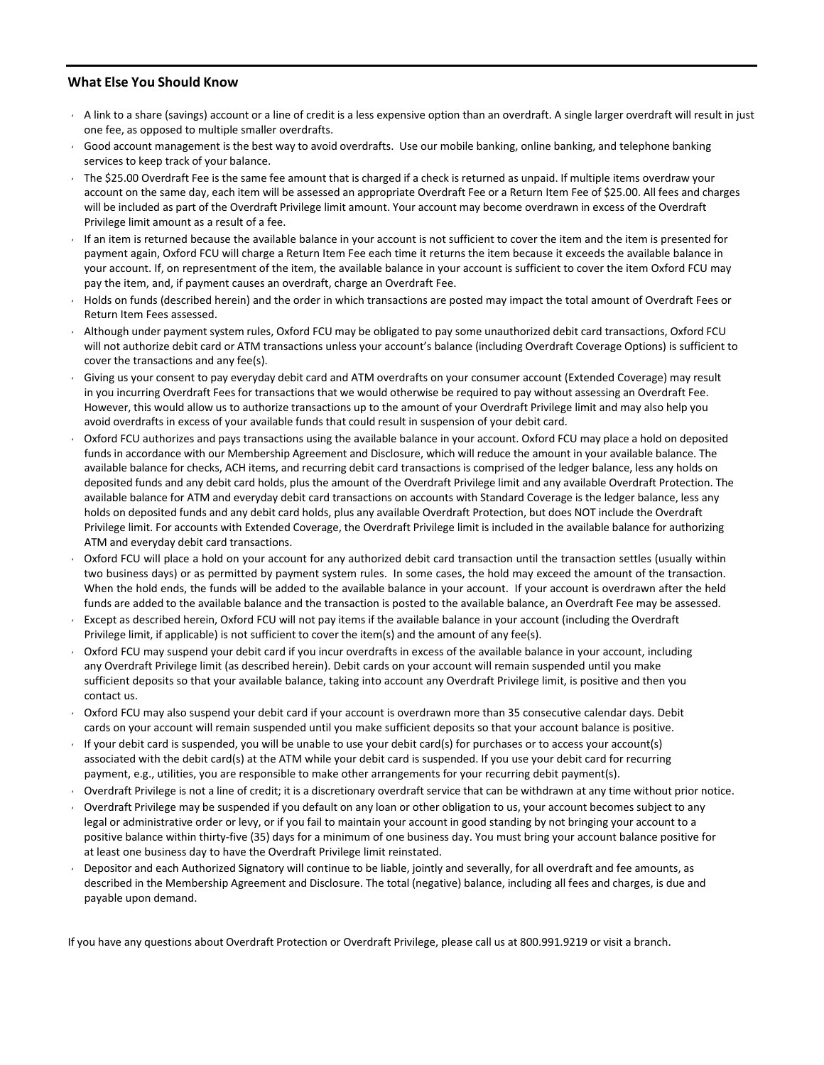## What Else You Should Know

- A link to a share (savings) account or a line of credit is a less expensive option than an overdraft. A single larger overdraft will result in just one fee, as opposed to multiple smaller overdrafts.
- Good account management is the best way to avoid overdrafts. Use our mobile banking, online banking, and telephone banking services to keep track of your balance.
- The $25.00 Overdraft Fee is the same fee amount that is charged if a check is returned as unpaid. If multiple items overdraw your account on the same day, each item will be assessed an appropriate Overdraft Fee or a Return Item Fee of $25.00. All fees and charges will be included as part of the Overdraft Privilege limit amount. Your account may become overdrawn in excess of the Overdraft Privilege limit amount as a result of a fee.
- If an item is returned because the available balance in your account is not sufficient to cover the item and the item is presented for payment again, Oxford FCU will charge a Return Item Fee each time it returns the item because it exceeds the available balance in your account. If, on representment of the item, the available balance in your account is sufficient to cover the item Oxford FCU may pay the item, and, if payment causes an overdraft, charge an Overdraft Fee.
- Holds on funds (described herein) and the order in which transactions are posted may impact the total amount of Overdraft Fees or Return Item Fees assessed.
- Although under payment system rules, Oxford FCU may be obligated to pay some unauthorized debit card transactions, Oxford FCU will not authorize debit card or ATM transactions unless your account's balance (including Overdraft Coverage Options) is sufficient to cover the transactions and any fee(s).
- Giving us your consent to pay everyday debit card and ATM overdrafts on your consumer account (Extended Coverage) may result in you incurring Overdraft Fees for transactions that we would otherwise be required to pay without assessing an Overdraft Fee. However, this would allow us to authorize transactions up to the amount of your Overdraft Privilege limit and may also help you avoid overdrafts in excess of your available funds that could result in suspension of your debit card.
- Oxford FCU authorizes and pays transactions using the available balance in your account. Oxford FCU may place a hold on deposited funds in accordance with our Membership Agreement and Disclosure, which will reduce the amount in your available balance. The available balance for checks, ACH items, and recurring debit card transactions is comprised of the ledger balance, less any holds on deposited funds and any debit card holds, plus the amount of the Overdraft Privilege limit and any available Overdraft Protection. The available balance for ATM and everyday debit card transactions on accounts with Standard Coverage is the ledger balance, less any holds on deposited funds and any debit card holds, plus any available Overdraft Protection, but does NOT include the Overdraft Privilege limit. For accounts with Extended Coverage, the Overdraft Privilege limit is included in the available balance for authorizing ATM and everyday debit card transactions.
- Oxford FCU will place a hold on your account for any authorized debit card transaction until the transaction settles (usually within two business days) or as permitted by payment system rules. In some cases, the hold may exceed the amount of the transaction. When the hold ends, the funds will be added to the available balance in your account. If your account is overdrawn after the held funds are added to the available balance and the transaction is posted to the available balance, an Overdraft Fee may be assessed.
- Except as described herein, Oxford FCU will not pay items if the available balance in your account (including the Overdraft Privilege limit, if applicable) is not sufficient to cover the item(s) and the amount of any fee(s).
- Oxford FCU may suspend your debit card if you incur overdrafts in excess of the available balance in your account, including any Overdraft Privilege limit (as described herein). Debit cards on your account will remain suspended until you make sufficient deposits so that your available balance, taking into account any Overdraft Privilege limit, is positive and then you contact us.
- Oxford FCU may also suspend your debit card if your account is overdrawn more than 35 consecutive calendar days. Debit cards on your account will remain suspended until you make sufficient deposits so that your account balance is positive.
- If your debit card is suspended, you will be unable to use your debit card(s) for purchases or to access your account(s) associated with the debit card(s) at the ATM while your debit card is suspended. If you use your debit card for recurring payment, e.g., utilities, you are responsible to make other arrangements for your recurring debit payment(s).
- Overdraft Privilege is not a line of credit; it is a discretionary overdraft service that can be withdrawn at any time without prior notice.
- Overdraft Privilege may be suspended if you default on any loan or other obligation to us, your account becomes subject to any legal or administrative order or levy, or if you fail to maintain your account in good standing by not bringing your account to a positive balance within thirty-five (35) days for a minimum of one business day. You must bring your account balance positive for at least one business day to have the Overdraft Privilege limit reinstated.
- Depositor and each Authorized Signatory will continue to be liable, jointly and severally, for all overdraft and fee amounts, as described in the Membership Agreement and Disclosure. The total (negative) balance, including all fees and charges, is due and payable upon demand.

If you have any questions about Overdraft Protection or Overdraft Privilege, please call us at 800.991.9219 or visit a branch.